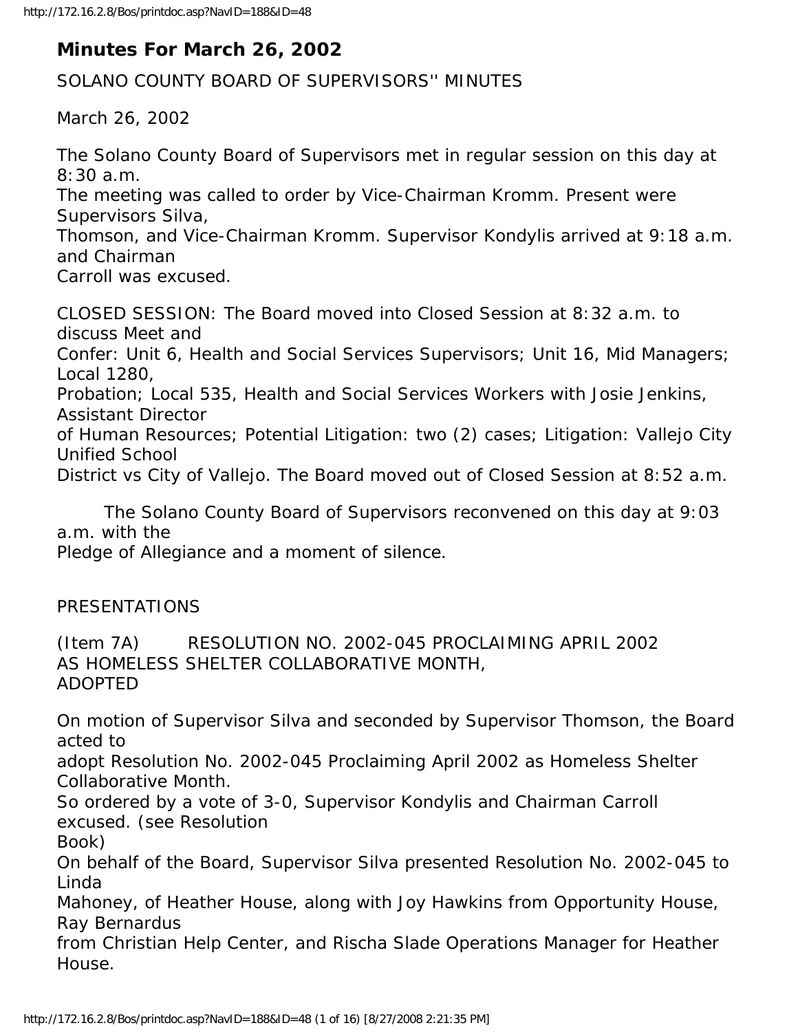# Minutes For March 26, 2002

SOLANO COUNTY BOARD OF SUPERVISORS'' MINUTES

March 26, 2002

The Solano County Board of Supervisors met in regular session on this day at 8:30 a.m.
The meeting was called to order by Vice-Chairman Kromm. Present were Supervisors Silva, Thomson, and Vice-Chairman Kromm. Supervisor Kondylis arrived at 9:18 a.m. and Chairman Carroll was excused.

CLOSED SESSION: The Board moved into Closed Session at 8:32 a.m. to discuss Meet and Confer: Unit 6, Health and Social Services Supervisors; Unit 16, Mid Managers; Local 1280, Probation; Local 535, Health and Social Services Workers with Josie Jenkins, Assistant Director of Human Resources; Potential Litigation: two (2) cases; Litigation: Vallejo City Unified School District vs City of Vallejo. The Board moved out of Closed Session at 8:52 a.m.

The Solano County Board of Supervisors reconvened on this day at 9:03 a.m. with the Pledge of Allegiance and a moment of silence.

PRESENTATIONS

(Item 7A) RESOLUTION NO. 2002-045 PROCLAIMING APRIL 2002 AS HOMELESS SHELTER COLLABORATIVE MONTH, ADOPTED

On motion of Supervisor Silva and seconded by Supervisor Thomson, the Board acted to adopt Resolution No. 2002-045 Proclaiming April 2002 as Homeless Shelter Collaborative Month.
So ordered by a vote of 3-0, Supervisor Kondylis and Chairman Carroll excused. (see Resolution Book)
On behalf of the Board, Supervisor Silva presented Resolution No. 2002-045 to Linda Mahoney, of Heather House, along with Joy Hawkins from Opportunity House, Ray Bernardus from Christian Help Center, and Rischa Slade Operations Manager for Heather House.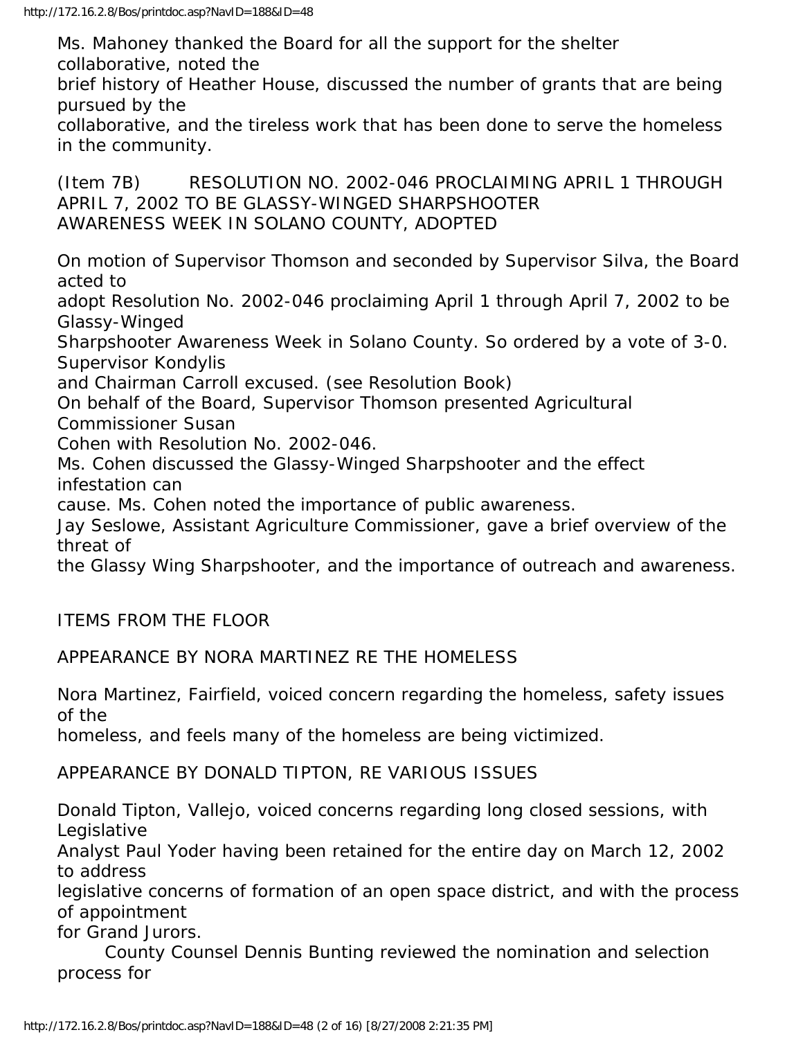Ms. Mahoney thanked the Board for all the support for the shelter collaborative, noted the brief history of Heather House, discussed the number of grants that are being pursued by the collaborative, and the tireless work that has been done to serve the homeless in the community.

(Item 7B) RESOLUTION NO. 2002-046 PROCLAIMING APRIL 1 THROUGH APRIL 7, 2002 TO BE GLASSY-WINGED SHARPSHOOTER AWARENESS WEEK IN SOLANO COUNTY, ADOPTED

On motion of Supervisor Thomson and seconded by Supervisor Silva, the Board acted to adopt Resolution No. 2002-046 proclaiming April 1 through April 7, 2002 to be Glassy-Winged Sharpshooter Awareness Week in Solano County. So ordered by a vote of 3-0. Supervisor Kondylis and Chairman Carroll excused. (see Resolution Book)
On behalf of the Board, Supervisor Thomson presented Agricultural Commissioner Susan Cohen with Resolution No. 2002-046.
Ms. Cohen discussed the Glassy-Winged Sharpshooter and the effect infestation can cause. Ms. Cohen noted the importance of public awareness.
Jay Seslowe, Assistant Agriculture Commissioner, gave a brief overview of the threat of the Glassy Wing Sharpshooter, and the importance of outreach and awareness.

ITEMS FROM THE FLOOR

APPEARANCE BY NORA MARTINEZ RE THE HOMELESS

Nora Martinez, Fairfield, voiced concern regarding the homeless, safety issues of the homeless, and feels many of the homeless are being victimized.

APPEARANCE BY DONALD TIPTON, RE VARIOUS ISSUES

Donald Tipton, Vallejo, voiced concerns regarding long closed sessions, with Legislative Analyst Paul Yoder having been retained for the entire day on March 12, 2002 to address legislative concerns of formation of an open space district, and with the process of appointment for Grand Jurors.

County Counsel Dennis Bunting reviewed the nomination and selection process for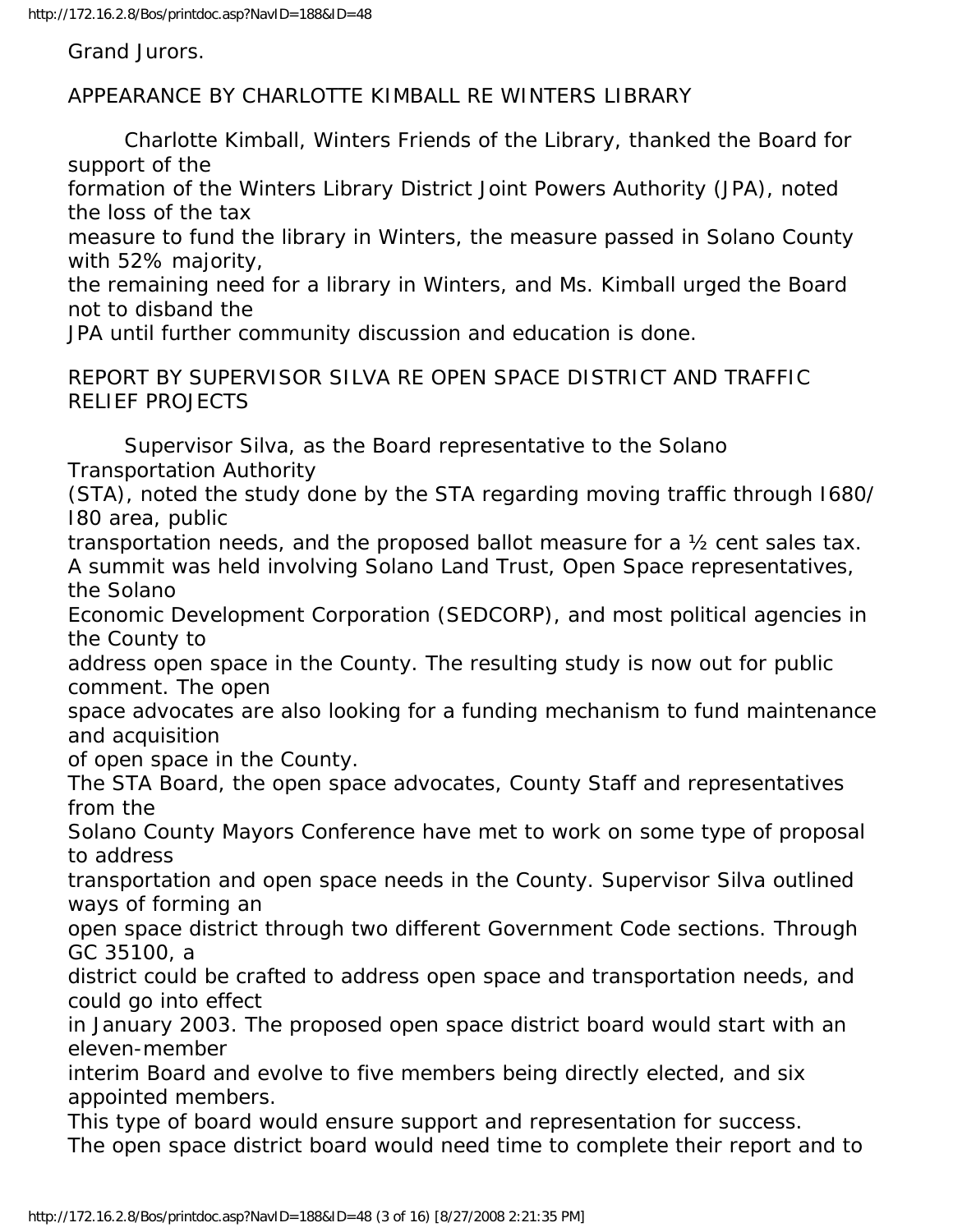Grand Jurors.

APPEARANCE BY CHARLOTTE KIMBALL RE WINTERS LIBRARY

Charlotte Kimball, Winters Friends of the Library, thanked the Board for support of the formation of the Winters Library District Joint Powers Authority (JPA), noted the loss of the tax measure to fund the library in Winters, the measure passed in Solano County with 52% majority, the remaining need for a library in Winters, and Ms. Kimball urged the Board not to disband the JPA until further community discussion and education is done.

REPORT BY SUPERVISOR SILVA RE OPEN SPACE DISTRICT AND TRAFFIC RELIEF PROJECTS

Supervisor Silva, as the Board representative to the Solano Transportation Authority (STA), noted the study done by the STA regarding moving traffic through I680/ I80 area, public transportation needs, and the proposed ballot measure for a ½ cent sales tax.

A summit was held involving Solano Land Trust, Open Space representatives, the Solano Economic Development Corporation (SEDCORP), and most political agencies in the County to address open space in the County. The resulting study is now out for public comment. The open space advocates are also looking for a funding mechanism to fund maintenance and acquisition of open space in the County.

The STA Board, the open space advocates, County Staff and representatives from the Solano County Mayors Conference have met to work on some type of proposal to address transportation and open space needs in the County. Supervisor Silva outlined ways of forming an open space district through two different Government Code sections. Through GC 35100, a district could be crafted to address open space and transportation needs, and could go into effect in January 2003. The proposed open space district board would start with an eleven-member interim Board and evolve to five members being directly elected, and six appointed members.

This type of board would ensure support and representation for success.

The open space district board would need time to complete their report and to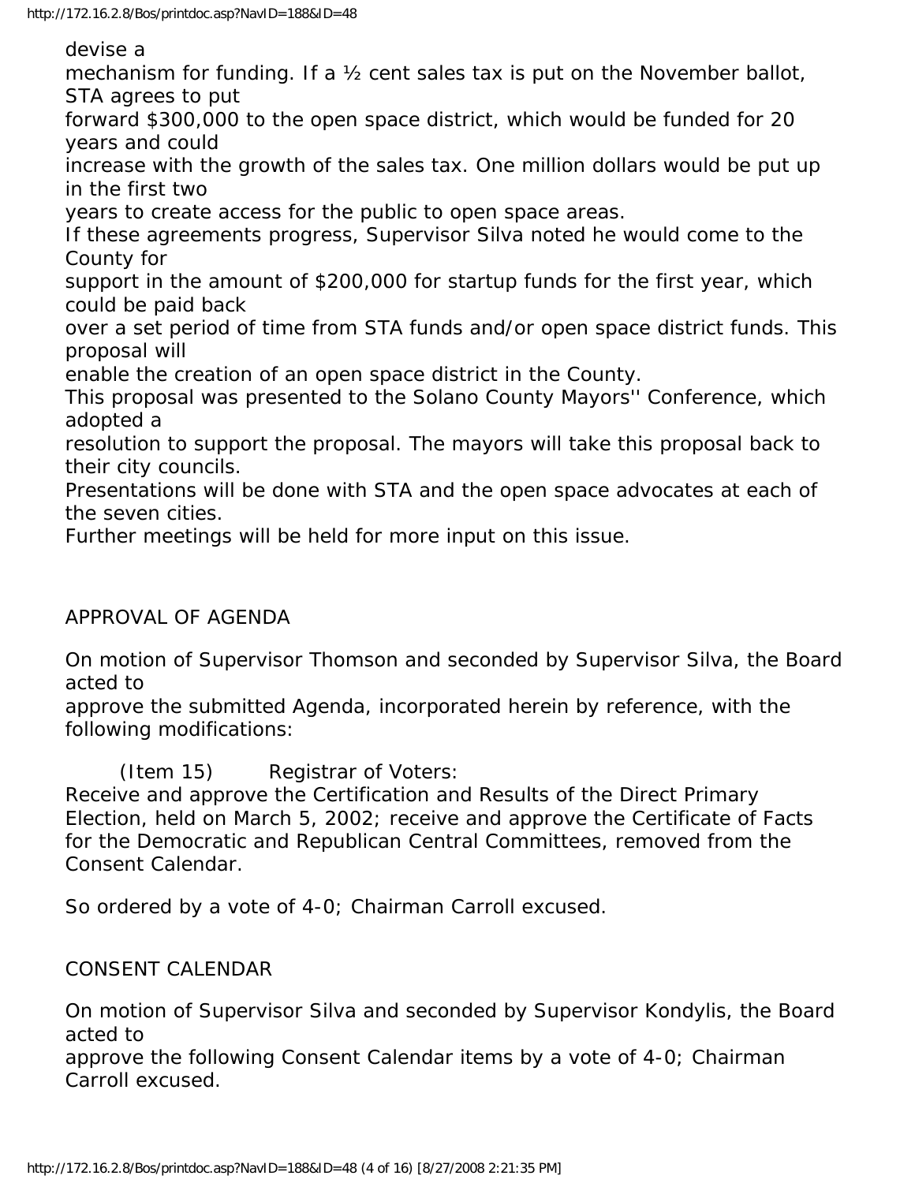devise a mechanism for funding. If a ½ cent sales tax is put on the November ballot, STA agrees to put forward $300,000 to the open space district, which would be funded for 20 years and could increase with the growth of the sales tax. One million dollars would be put up in the first two years to create access for the public to open space areas.

If these agreements progress, Supervisor Silva noted he would come to the County for support in the amount of $200,000 for startup funds for the first year, which could be paid back over a set period of time from STA funds and/or open space district funds. This proposal will enable the creation of an open space district in the County.

This proposal was presented to the Solano County Mayors'' Conference, which adopted a resolution to support the proposal. The mayors will take this proposal back to their city councils.

Presentations will be done with STA and the open space advocates at each of the seven cities.

Further meetings will be held for more input on this issue.

APPROVAL OF AGENDA

On motion of Supervisor Thomson and seconded by Supervisor Silva, the Board acted to approve the submitted Agenda, incorporated herein by reference, with the following modifications:

(Item 15) Registrar of Voters:
Receive and approve the Certification and Results of the Direct Primary Election, held on March 5, 2002; receive and approve the Certificate of Facts for the Democratic and Republican Central Committees, removed from the Consent Calendar.

So ordered by a vote of 4-0; Chairman Carroll excused.

CONSENT CALENDAR

On motion of Supervisor Silva and seconded by Supervisor Kondylis, the Board acted to approve the following Consent Calendar items by a vote of 4-0; Chairman Carroll excused.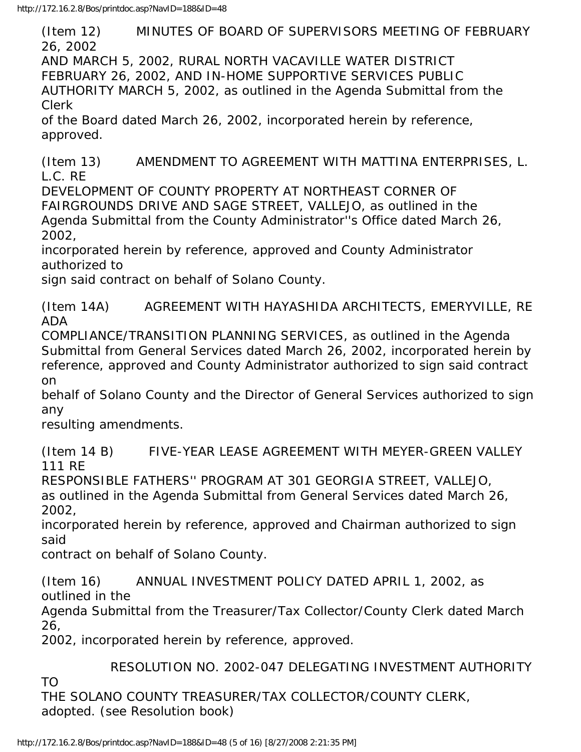(Item 12) MINUTES OF BOARD OF SUPERVISORS MEETING OF FEBRUARY 26, 2002 AND MARCH 5, 2002, RURAL NORTH VACAVILLE WATER DISTRICT FEBRUARY 26, 2002, AND IN-HOME SUPPORTIVE SERVICES PUBLIC AUTHORITY MARCH 5, 2002, as outlined in the Agenda Submittal from the Clerk of the Board dated March 26, 2002, incorporated herein by reference, approved.

(Item 13) AMENDMENT TO AGREEMENT WITH MATTINA ENTERPRISES, L. L.C. RE DEVELOPMENT OF COUNTY PROPERTY AT NORTHEAST CORNER OF FAIRGROUNDS DRIVE AND SAGE STREET, VALLEJO, as outlined in the Agenda Submittal from the County Administrator''s Office dated March 26, 2002, incorporated herein by reference, approved and County Administrator authorized to sign said contract on behalf of Solano County.

(Item 14A) AGREEMENT WITH HAYASHIDA ARCHITECTS, EMERYVILLE, RE ADA COMPLIANCE/TRANSITION PLANNING SERVICES, as outlined in the Agenda Submittal from General Services dated March 26, 2002, incorporated herein by reference, approved and County Administrator authorized to sign said contract on behalf of Solano County and the Director of General Services authorized to sign any resulting amendments.

(Item 14 B) FIVE-YEAR LEASE AGREEMENT WITH MEYER-GREEN VALLEY 111 RE RESPONSIBLE FATHERS'' PROGRAM AT 301 GEORGIA STREET, VALLEJO, as outlined in the Agenda Submittal from General Services dated March 26, 2002, incorporated herein by reference, approved and Chairman authorized to sign said contract on behalf of Solano County.

(Item 16) ANNUAL INVESTMENT POLICY DATED APRIL 1, 2002, as outlined in the Agenda Submittal from the Treasurer/Tax Collector/County Clerk dated March 26, 2002, incorporated herein by reference, approved.

RESOLUTION NO. 2002-047 DELEGATING INVESTMENT AUTHORITY TO THE SOLANO COUNTY TREASURER/TAX COLLECTOR/COUNTY CLERK, adopted. (see Resolution book)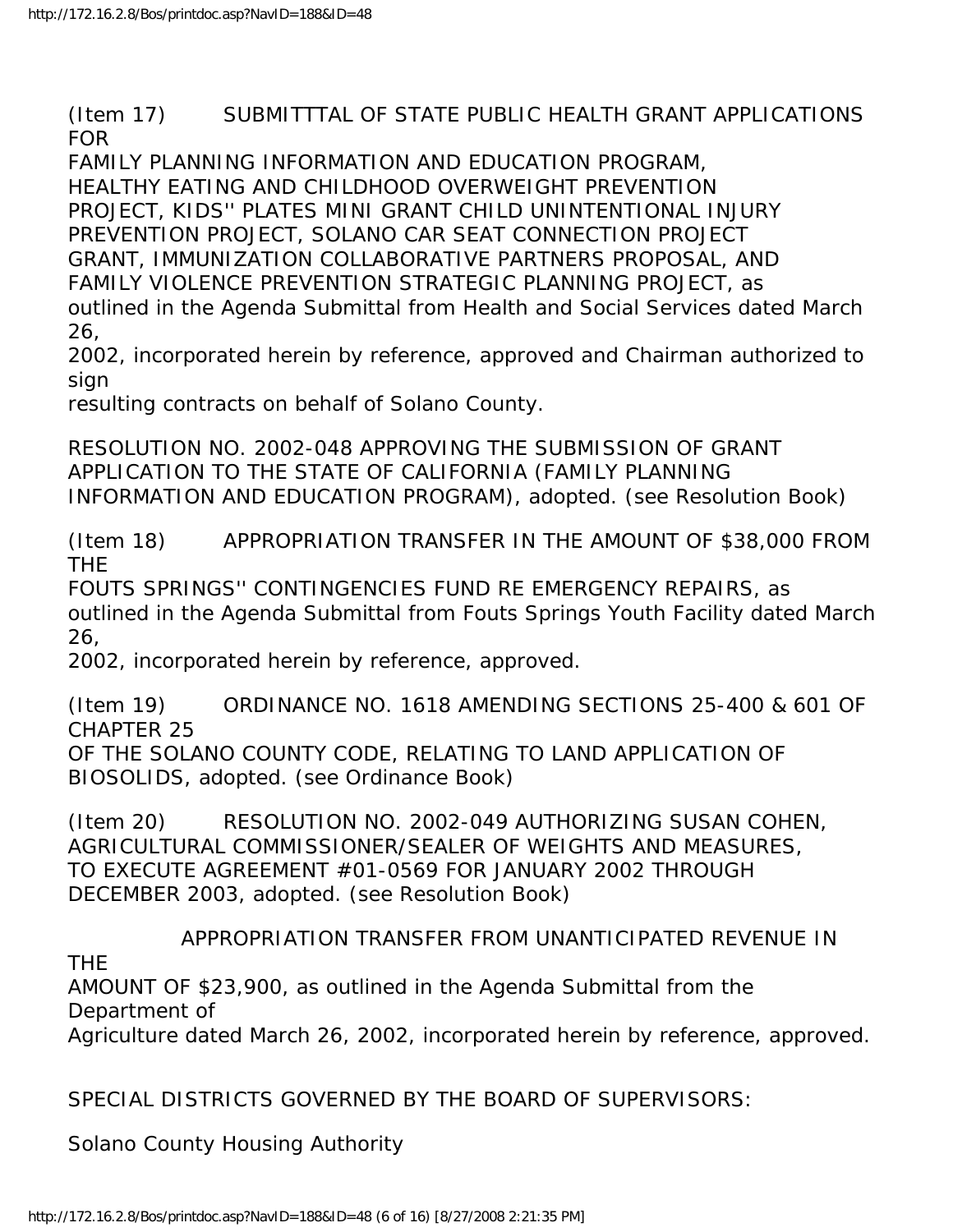(Item 17) SUBMITTTAL OF STATE PUBLIC HEALTH GRANT APPLICATIONS FOR
FAMILY PLANNING INFORMATION AND EDUCATION PROGRAM,
HEALTHY EATING AND CHILDHOOD OVERWEIGHT PREVENTION
PROJECT, KIDS'' PLATES MINI GRANT CHILD UNINTENTIONAL INJURY
PREVENTION PROJECT, SOLANO CAR SEAT CONNECTION PROJECT
GRANT, IMMUNIZATION COLLABORATIVE PARTNERS PROPOSAL, AND
FAMILY VIOLENCE PREVENTION STRATEGIC PLANNING PROJECT, as
outlined in the Agenda Submittal from Health and Social Services dated March 26,
2002, incorporated herein by reference, approved and Chairman authorized to sign
resulting contracts on behalf of Solano County.

RESOLUTION NO. 2002-048 APPROVING THE SUBMISSION OF GRANT
APPLICATION TO THE STATE OF CALIFORNIA (FAMILY PLANNING
INFORMATION AND EDUCATION PROGRAM), adopted. (see Resolution Book)

(Item 18) APPROPRIATION TRANSFER IN THE AMOUNT OF $38,000 FROM THE
FOUTS SPRINGS'' CONTINGENCIES FUND RE EMERGENCY REPAIRS, as
outlined in the Agenda Submittal from Fouts Springs Youth Facility dated March 26,
2002, incorporated herein by reference, approved.

(Item 19) ORDINANCE NO. 1618 AMENDING SECTIONS 25-400 & 601 OF CHAPTER 25
OF THE SOLANO COUNTY CODE, RELATING TO LAND APPLICATION OF
BIOSOLIDS, adopted. (see Ordinance Book)

(Item 20) RESOLUTION NO. 2002-049 AUTHORIZING SUSAN COHEN,
AGRICULTURAL COMMISSIONER/SEALER OF WEIGHTS AND MEASURES,
TO EXECUTE AGREEMENT #01-0569 FOR JANUARY 2002 THROUGH
DECEMBER 2003, adopted. (see Resolution Book)

APPROPRIATION TRANSFER FROM UNANTICIPATED REVENUE IN THE
AMOUNT OF $23,900, as outlined in the Agenda Submittal from the Department of
Agriculture dated March 26, 2002, incorporated herein by reference, approved.

SPECIAL DISTRICTS GOVERNED BY THE BOARD OF SUPERVISORS:

Solano County Housing Authority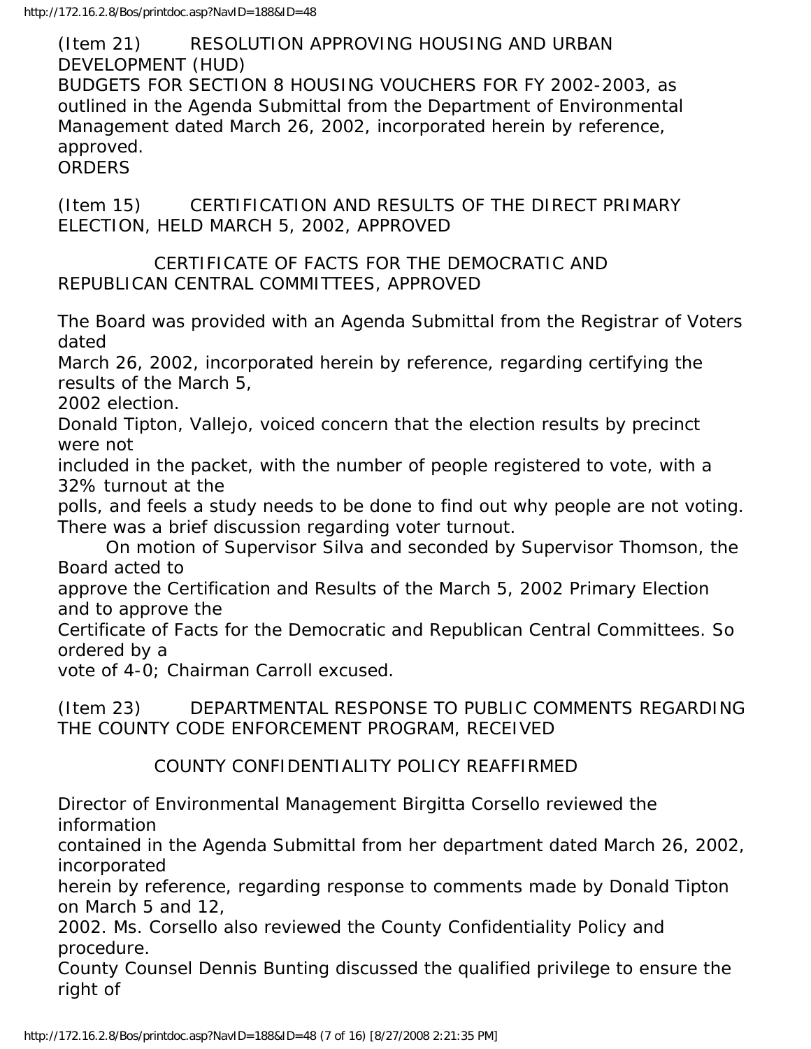(Item 21) RESOLUTION APPROVING HOUSING AND URBAN DEVELOPMENT (HUD) BUDGETS FOR SECTION 8 HOUSING VOUCHERS FOR FY 2002-2003, as outlined in the Agenda Submittal from the Department of Environmental Management dated March 26, 2002, incorporated herein by reference, approved.

ORDERS

(Item 15) CERTIFICATION AND RESULTS OF THE DIRECT PRIMARY ELECTION, HELD MARCH 5, 2002, APPROVED

CERTIFICATE OF FACTS FOR THE DEMOCRATIC AND REPUBLICAN CENTRAL COMMITTEES, APPROVED

The Board was provided with an Agenda Submittal from the Registrar of Voters dated March 26, 2002, incorporated herein by reference, regarding certifying the results of the March 5, 2002 election.

Donald Tipton, Vallejo, voiced concern that the election results by precinct were not included in the packet, with the number of people registered to vote, with a 32% turnout at the polls, and feels a study needs to be done to find out why people are not voting.

There was a brief discussion regarding voter turnout.

On motion of Supervisor Silva and seconded by Supervisor Thomson, the Board acted to approve the Certification and Results of the March 5, 2002 Primary Election and to approve the Certificate of Facts for the Democratic and Republican Central Committees. So ordered by a vote of 4-0; Chairman Carroll excused.

(Item 23) DEPARTMENTAL RESPONSE TO PUBLIC COMMENTS REGARDING THE COUNTY CODE ENFORCEMENT PROGRAM, RECEIVED

COUNTY CONFIDENTIALITY POLICY REAFFIRMED

Director of Environmental Management Birgitta Corsello reviewed the information contained in the Agenda Submittal from her department dated March 26, 2002, incorporated herein by reference, regarding response to comments made by Donald Tipton on March 5 and 12, 2002. Ms. Corsello also reviewed the County Confidentiality Policy and procedure.

County Counsel Dennis Bunting discussed the qualified privilege to ensure the right of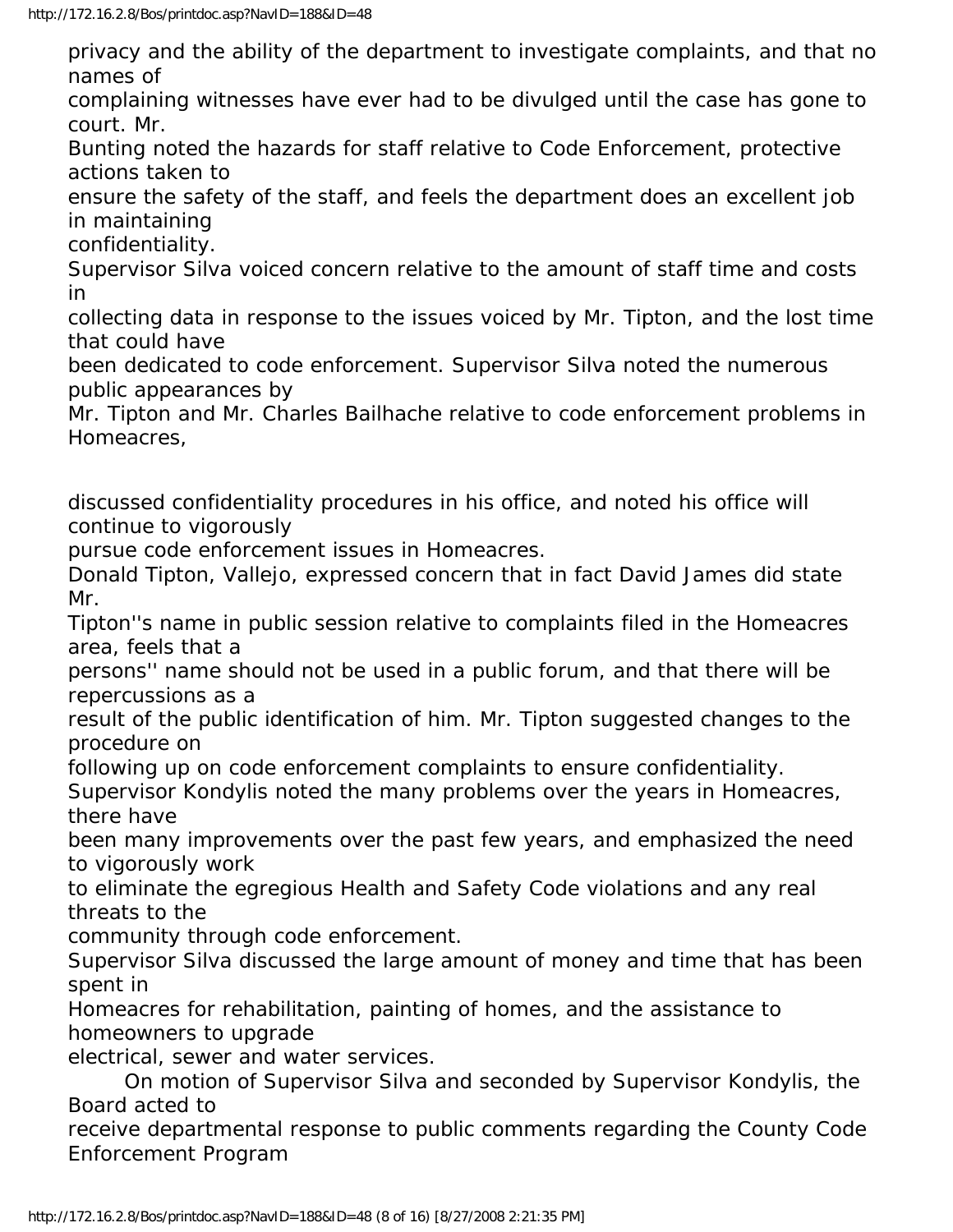privacy and the ability of the department to investigate complaints, and that no names of complaining witnesses have ever had to be divulged until the case has gone to court. Mr. Bunting noted the hazards for staff relative to Code Enforcement, protective actions taken to ensure the safety of the staff, and feels the department does an excellent job in maintaining confidentiality.

Supervisor Silva voiced concern relative to the amount of staff time and costs in collecting data in response to the issues voiced by Mr. Tipton, and the lost time that could have been dedicated to code enforcement. Supervisor Silva noted the numerous public appearances by Mr. Tipton and Mr. Charles Bailhache relative to code enforcement problems in Homeacres,

discussed confidentiality procedures in his office, and noted his office will continue to vigorously pursue code enforcement issues in Homeacres.

Donald Tipton, Vallejo, expressed concern that in fact David James did state Mr. Tipton''s name in public session relative to complaints filed in the Homeacres area, feels that a persons'' name should not be used in a public forum, and that there will be repercussions as a result of the public identification of him. Mr. Tipton suggested changes to the procedure on following up on code enforcement complaints to ensure confidentiality.

Supervisor Kondylis noted the many problems over the years in Homeacres, there have been many improvements over the past few years, and emphasized the need to vigorously work to eliminate the egregious Health and Safety Code violations and any real threats to the community through code enforcement.

Supervisor Silva discussed the large amount of money and time that has been spent in Homeacres for rehabilitation, painting of homes, and the assistance to homeowners to upgrade electrical, sewer and water services.

On motion of Supervisor Silva and seconded by Supervisor Kondylis, the Board acted to receive departmental response to public comments regarding the County Code Enforcement Program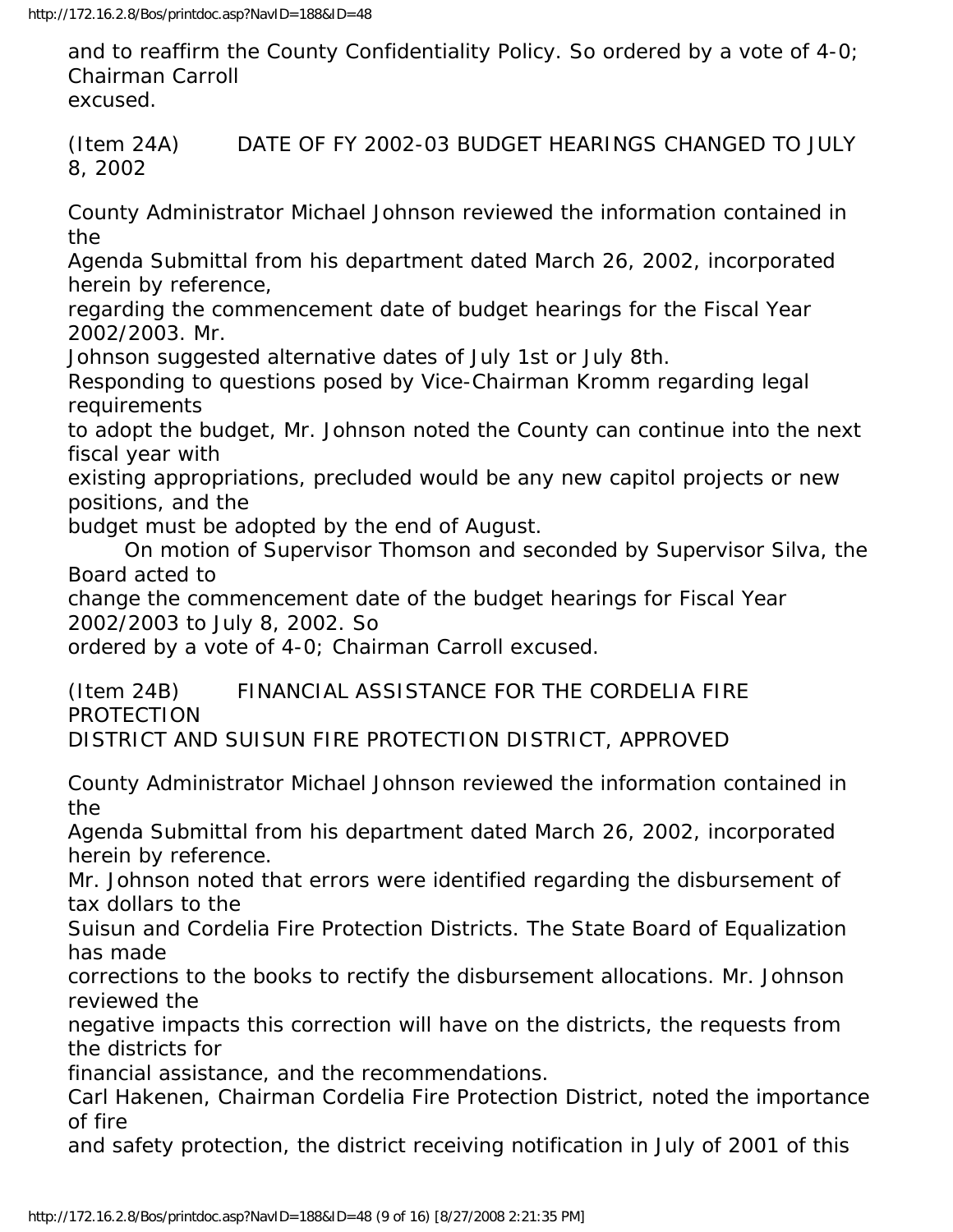and to reaffirm the County Confidentiality Policy. So ordered by a vote of 4-0; Chairman Carroll excused.

(Item 24A) DATE OF FY 2002-03 BUDGET HEARINGS CHANGED TO JULY 8, 2002

County Administrator Michael Johnson reviewed the information contained in the Agenda Submittal from his department dated March 26, 2002, incorporated herein by reference, regarding the commencement date of budget hearings for the Fiscal Year 2002/2003. Mr. Johnson suggested alternative dates of July 1st or July 8th.

Responding to questions posed by Vice-Chairman Kromm regarding legal requirements to adopt the budget, Mr. Johnson noted the County can continue into the next fiscal year with existing appropriations, precluded would be any new capitol projects or new positions, and the budget must be adopted by the end of August.

On motion of Supervisor Thomson and seconded by Supervisor Silva, the Board acted to change the commencement date of the budget hearings for Fiscal Year 2002/2003 to July 8, 2002. So ordered by a vote of 4-0; Chairman Carroll excused.

(Item 24B) FINANCIAL ASSISTANCE FOR THE CORDELIA FIRE PROTECTION DISTRICT AND SUISUN FIRE PROTECTION DISTRICT, APPROVED

County Administrator Michael Johnson reviewed the information contained in the Agenda Submittal from his department dated March 26, 2002, incorporated herein by reference.

Mr. Johnson noted that errors were identified regarding the disbursement of tax dollars to the Suisun and Cordelia Fire Protection Districts. The State Board of Equalization has made corrections to the books to rectify the disbursement allocations. Mr. Johnson reviewed the negative impacts this correction will have on the districts, the requests from the districts for financial assistance, and the recommendations.

Carl Hakenen, Chairman Cordelia Fire Protection District, noted the importance of fire and safety protection, the district receiving notification in July of 2001 of this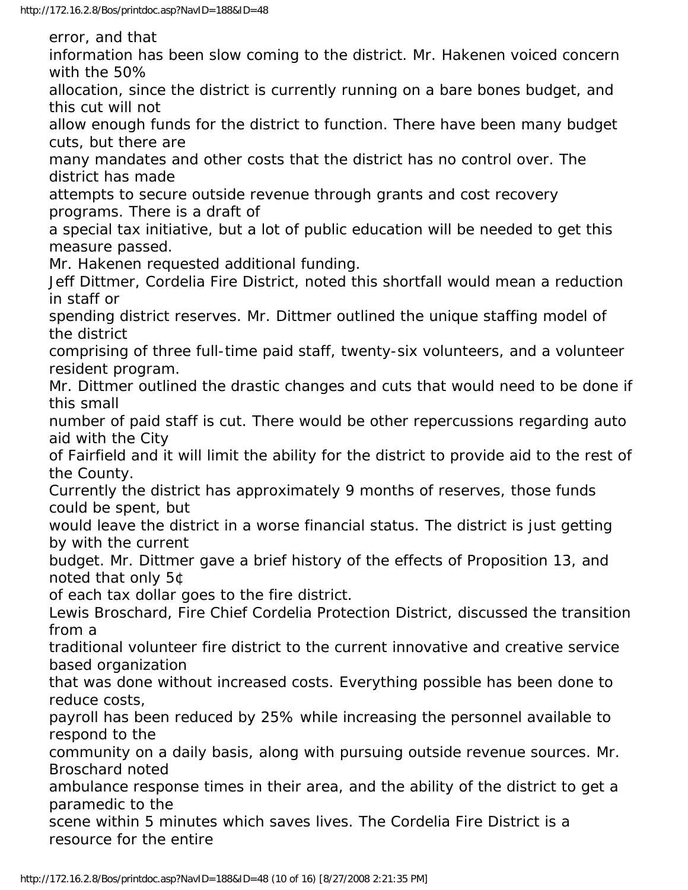error, and that information has been slow coming to the district. Mr. Hakenen voiced concern with the 50% allocation, since the district is currently running on a bare bones budget, and this cut will not allow enough funds for the district to function. There have been many budget cuts, but there are many mandates and other costs that the district has no control over. The district has made attempts to secure outside revenue through grants and cost recovery programs. There is a draft of a special tax initiative, but a lot of public education will be needed to get this measure passed.

Mr. Hakenen requested additional funding.

Jeff Dittmer, Cordelia Fire District, noted this shortfall would mean a reduction in staff or spending district reserves. Mr. Dittmer outlined the unique staffing model of the district comprising of three full-time paid staff, twenty-six volunteers, and a volunteer resident program.

Mr. Dittmer outlined the drastic changes and cuts that would need to be done if this small number of paid staff is cut. There would be other repercussions regarding auto aid with the City of Fairfield and it will limit the ability for the district to provide aid to the rest of the County.

Currently the district has approximately 9 months of reserves, those funds could be spent, but would leave the district in a worse financial status. The district is just getting by with the current budget. Mr. Dittmer gave a brief history of the effects of Proposition 13, and noted that only 5¢ of each tax dollar goes to the fire district.

Lewis Broschard, Fire Chief Cordelia Protection District, discussed the transition from a traditional volunteer fire district to the current innovative and creative service based organization that was done without increased costs. Everything possible has been done to reduce costs, payroll has been reduced by 25% while increasing the personnel available to respond to the community on a daily basis, along with pursuing outside revenue sources. Mr. Broschard noted ambulance response times in their area, and the ability of the district to get a paramedic to the scene within 5 minutes which saves lives. The Cordelia Fire District is a resource for the entire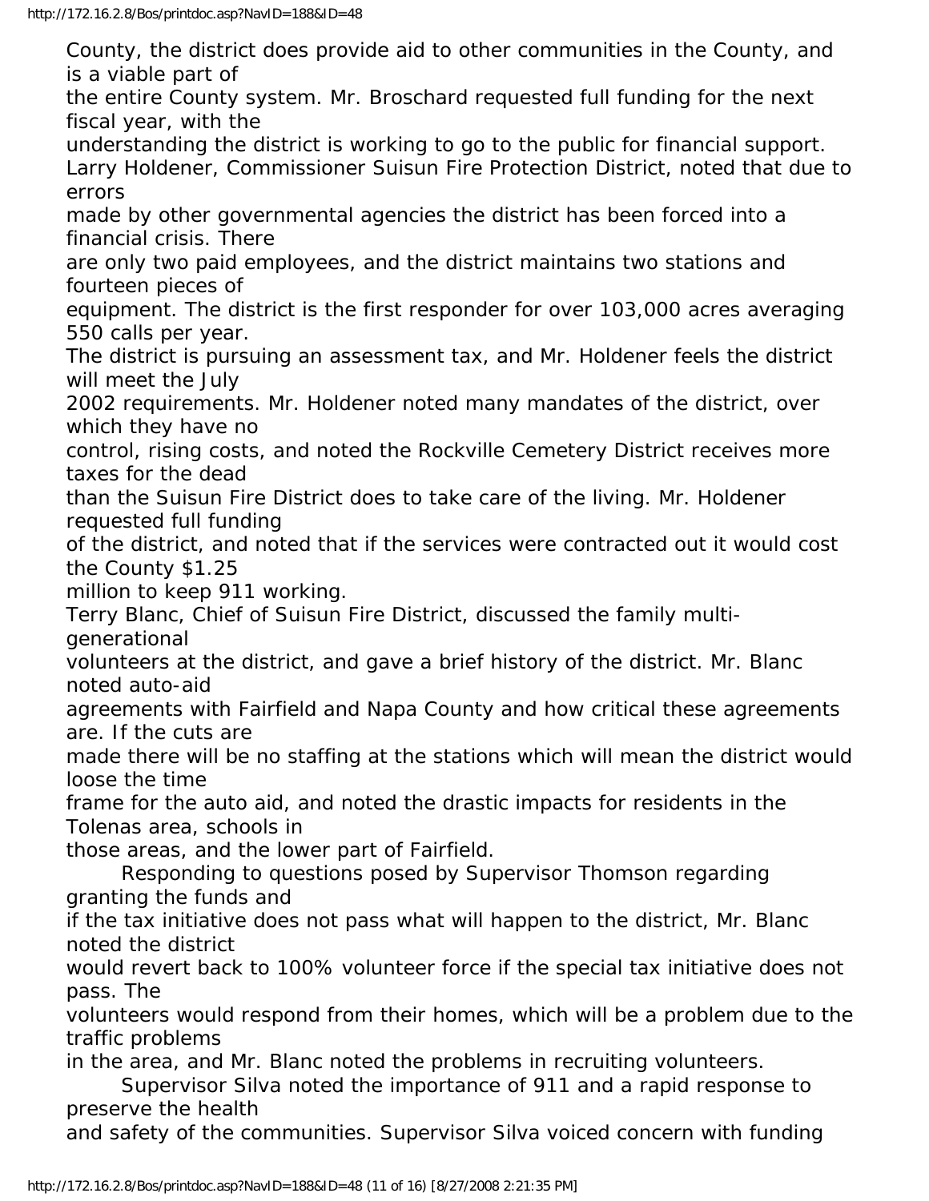County, the district does provide aid to other communities in the County, and is a viable part of the entire County system. Mr. Broschard requested full funding for the next fiscal year, with the understanding the district is working to go to the public for financial support.

Larry Holdener, Commissioner Suisun Fire Protection District, noted that due to errors made by other governmental agencies the district has been forced into a financial crisis. There are only two paid employees, and the district maintains two stations and fourteen pieces of equipment. The district is the first responder for over 103,000 acres averaging 550 calls per year. The district is pursuing an assessment tax, and Mr. Holdener feels the district will meet the July 2002 requirements. Mr. Holdener noted many mandates of the district, over which they have no control, rising costs, and noted the Rockville Cemetery District receives more taxes for the dead than the Suisun Fire District does to take care of the living. Mr. Holdener requested full funding of the district, and noted that if the services were contracted out it would cost the County $1.25 million to keep 911 working.

Terry Blanc, Chief of Suisun Fire District, discussed the family multi-generational volunteers at the district, and gave a brief history of the district. Mr. Blanc noted auto-aid agreements with Fairfield and Napa County and how critical these agreements are. If the cuts are made there will be no staffing at the stations which will mean the district would loose the time frame for the auto aid, and noted the drastic impacts for residents in the Tolenas area, schools in those areas, and the lower part of Fairfield.

Responding to questions posed by Supervisor Thomson regarding granting the funds and if the tax initiative does not pass what will happen to the district, Mr. Blanc noted the district would revert back to 100% volunteer force if the special tax initiative does not pass. The volunteers would respond from their homes, which will be a problem due to the traffic problems in the area, and Mr. Blanc noted the problems in recruiting volunteers.

Supervisor Silva noted the importance of 911 and a rapid response to preserve the health and safety of the communities. Supervisor Silva voiced concern with funding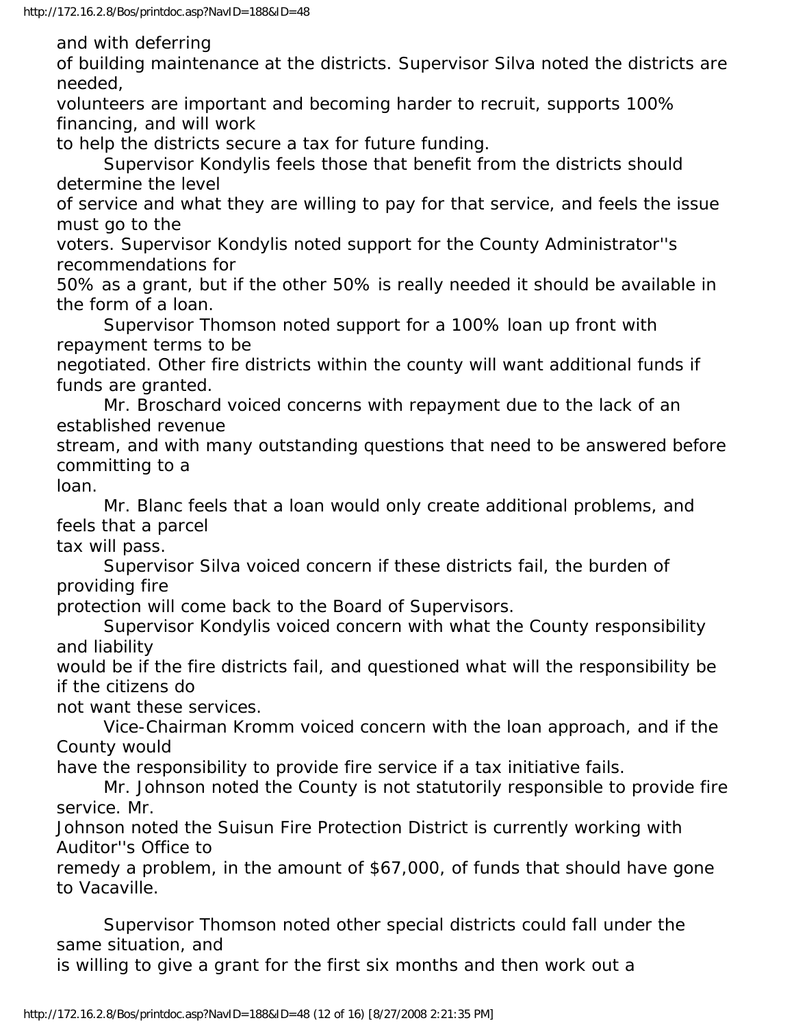and with deferring of building maintenance at the districts. Supervisor Silva noted the districts are needed, volunteers are important and becoming harder to recruit, supports 100% financing, and will work to help the districts secure a tax for future funding.

Supervisor Kondylis feels those that benefit from the districts should determine the level of service and what they are willing to pay for that service, and feels the issue must go to the voters. Supervisor Kondylis noted support for the County Administrator''s recommendations for 50% as a grant, but if the other 50% is really needed it should be available in the form of a loan.

Supervisor Thomson noted support for a 100% loan up front with repayment terms to be negotiated. Other fire districts within the county will want additional funds if funds are granted.

Mr. Broschard voiced concerns with repayment due to the lack of an established revenue stream, and with many outstanding questions that need to be answered before committing to a loan.

Mr. Blanc feels that a loan would only create additional problems, and feels that a parcel tax will pass.

Supervisor Silva voiced concern if these districts fail, the burden of providing fire protection will come back to the Board of Supervisors.

Supervisor Kondylis voiced concern with what the County responsibility and liability would be if the fire districts fail, and questioned what will the responsibility be if the citizens do not want these services.

Vice-Chairman Kromm voiced concern with the loan approach, and if the County would have the responsibility to provide fire service if a tax initiative fails.

Mr. Johnson noted the County is not statutorily responsible to provide fire service. Mr. Johnson noted the Suisun Fire Protection District is currently working with Auditor''s Office to remedy a problem, in the amount of $67,000, of funds that should have gone to Vacaville.

Supervisor Thomson noted other special districts could fall under the same situation, and is willing to give a grant for the first six months and then work out a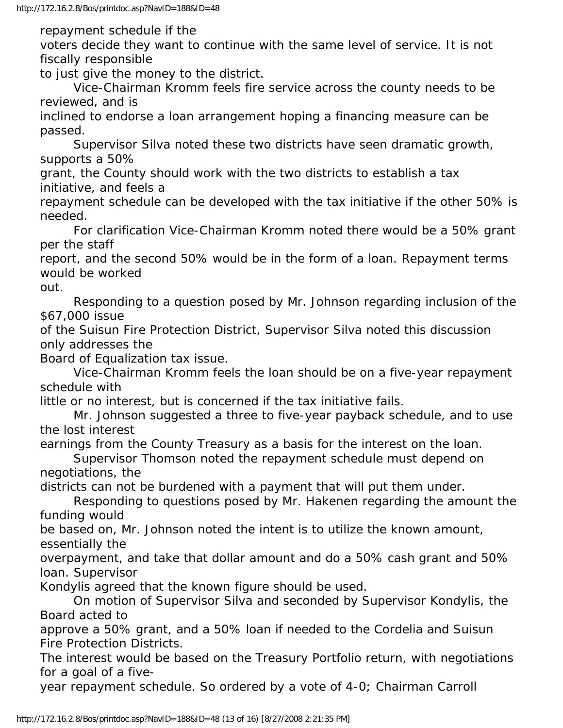repayment schedule if the voters decide they want to continue with the same level of service. It is not fiscally responsible to just give the money to the district.

Vice-Chairman Kromm feels fire service across the county needs to be reviewed, and is inclined to endorse a loan arrangement hoping a financing measure can be passed.

Supervisor Silva noted these two districts have seen dramatic growth, supports a 50% grant, the County should work with the two districts to establish a tax initiative, and feels a repayment schedule can be developed with the tax initiative if the other 50% is needed.

For clarification Vice-Chairman Kromm noted there would be a 50% grant per the staff report, and the second 50% would be in the form of a loan. Repayment terms would be worked out.

Responding to a question posed by Mr. Johnson regarding inclusion of the $67,000 issue of the Suisun Fire Protection District, Supervisor Silva noted this discussion only addresses the Board of Equalization tax issue.

Vice-Chairman Kromm feels the loan should be on a five-year repayment schedule with little or no interest, but is concerned if the tax initiative fails.

Mr. Johnson suggested a three to five-year payback schedule, and to use the lost interest earnings from the County Treasury as a basis for the interest on the loan.

Supervisor Thomson noted the repayment schedule must depend on negotiations, the districts can not be burdened with a payment that will put them under.

Responding to questions posed by Mr. Hakenen regarding the amount the funding would be based on, Mr. Johnson noted the intent is to utilize the known amount, essentially the overpayment, and take that dollar amount and do a 50% cash grant and 50% loan. Supervisor Kondylis agreed that the known figure should be used.

On motion of Supervisor Silva and seconded by Supervisor Kondylis, the Board acted to approve a 50% grant, and a 50% loan if needed to the Cordelia and Suisun Fire Protection Districts.
The interest would be based on the Treasury Portfolio return, with negotiations for a goal of a five-year repayment schedule. So ordered by a vote of 4-0; Chairman Carroll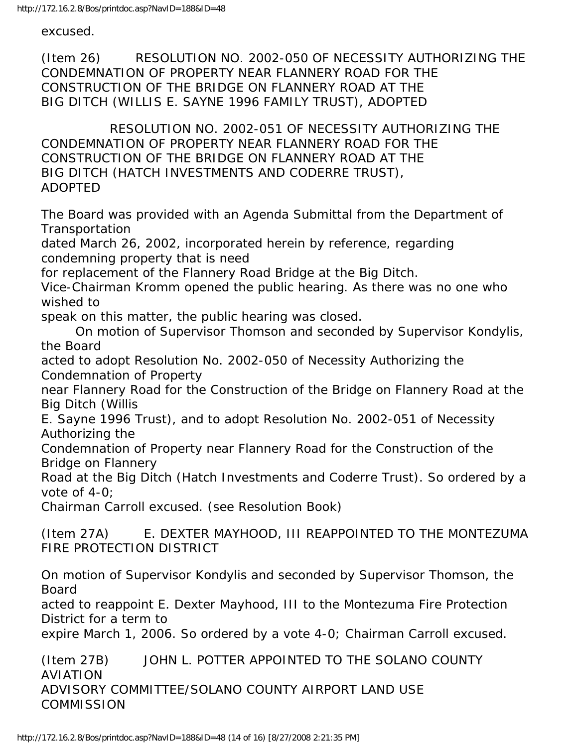excused.

(Item 26) RESOLUTION NO. 2002-050 OF NECESSITY AUTHORIZING THE CONDEMNATION OF PROPERTY NEAR FLANNERY ROAD FOR THE CONSTRUCTION OF THE BRIDGE ON FLANNERY ROAD AT THE BIG DITCH (WILLIS E. SAYNE 1996 FAMILY TRUST), ADOPTED

RESOLUTION NO. 2002-051 OF NECESSITY AUTHORIZING THE CONDEMNATION OF PROPERTY NEAR FLANNERY ROAD FOR THE CONSTRUCTION OF THE BRIDGE ON FLANNERY ROAD AT THE BIG DITCH (HATCH INVESTMENTS AND CODERRE TRUST), ADOPTED

The Board was provided with an Agenda Submittal from the Department of Transportation dated March 26, 2002, incorporated herein by reference, regarding condemning property that is need for replacement of the Flannery Road Bridge at the Big Ditch.

Vice-Chairman Kromm opened the public hearing. As there was no one who wished to speak on this matter, the public hearing was closed.

On motion of Supervisor Thomson and seconded by Supervisor Kondylis, the Board acted to adopt Resolution No. 2002-050 of Necessity Authorizing the Condemnation of Property near Flannery Road for the Construction of the Bridge on Flannery Road at the Big Ditch (Willis E. Sayne 1996 Trust), and to adopt Resolution No. 2002-051 of Necessity Authorizing the Condemnation of Property near Flannery Road for the Construction of the Bridge on Flannery Road at the Big Ditch (Hatch Investments and Coderre Trust). So ordered by a vote of 4-0; Chairman Carroll excused. (see Resolution Book)

(Item 27A) E. DEXTER MAYHOOD, III REAPPOINTED TO THE MONTEZUMA FIRE PROTECTION DISTRICT

On motion of Supervisor Kondylis and seconded by Supervisor Thomson, the Board acted to reappoint E. Dexter Mayhood, III to the Montezuma Fire Protection District for a term to expire March 1, 2006. So ordered by a vote 4-0; Chairman Carroll excused.

(Item 27B) JOHN L. POTTER APPOINTED TO THE SOLANO COUNTY AVIATION ADVISORY COMMITTEE/SOLANO COUNTY AIRPORT LAND USE COMMISSION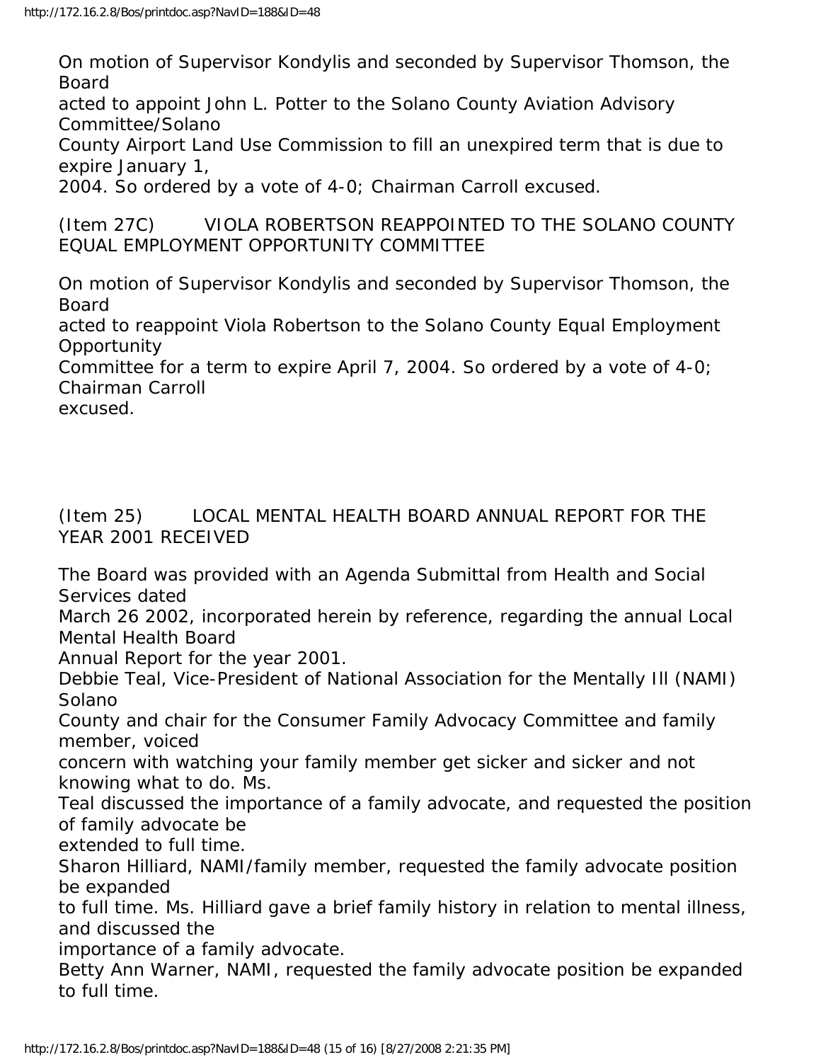On motion of Supervisor Kondylis and seconded by Supervisor Thomson, the Board acted to appoint John L. Potter to the Solano County Aviation Advisory Committee/Solano County Airport Land Use Commission to fill an unexpired term that is due to expire January 1, 2004. So ordered by a vote of 4-0; Chairman Carroll excused.

(Item 27C) VIOLA ROBERTSON REAPPOINTED TO THE SOLANO COUNTY EQUAL EMPLOYMENT OPPORTUNITY COMMITTEE

On motion of Supervisor Kondylis and seconded by Supervisor Thomson, the Board acted to reappoint Viola Robertson to the Solano County Equal Employment Opportunity Committee for a term to expire April 7, 2004. So ordered by a vote of 4-0; Chairman Carroll excused.

(Item 25) LOCAL MENTAL HEALTH BOARD ANNUAL REPORT FOR THE YEAR 2001 RECEIVED

The Board was provided with an Agenda Submittal from Health and Social Services dated March 26 2002, incorporated herein by reference, regarding the annual Local Mental Health Board Annual Report for the year 2001.

Debbie Teal, Vice-President of National Association for the Mentally Ill (NAMI) Solano County and chair for the Consumer Family Advocacy Committee and family member, voiced concern with watching your family member get sicker and sicker and not knowing what to do. Ms. Teal discussed the importance of a family advocate, and requested the position of family advocate be extended to full time.

Sharon Hilliard, NAMI/family member, requested the family advocate position be expanded to full time. Ms. Hilliard gave a brief family history in relation to mental illness, and discussed the importance of a family advocate.

Betty Ann Warner, NAMI, requested the family advocate position be expanded to full time.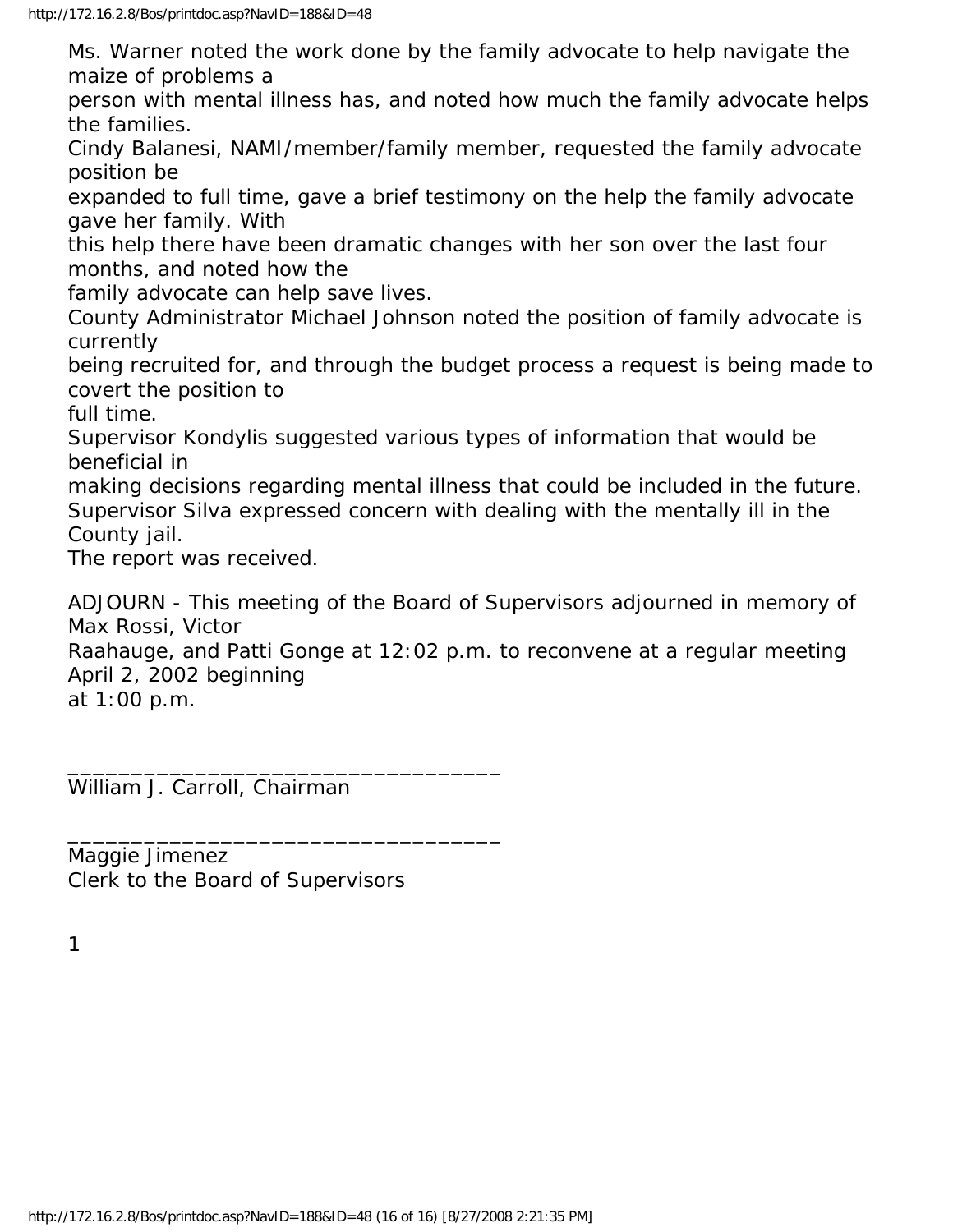Ms. Warner noted the work done by the family advocate to help navigate the maize of problems a person with mental illness has, and noted how much the family advocate helps the families.

Cindy Balanesi, NAMI/member/family member, requested the family advocate position be expanded to full time, gave a brief testimony on the help the family advocate gave her family. With this help there have been dramatic changes with her son over the last four months, and noted how the family advocate can help save lives.

County Administrator Michael Johnson noted the position of family advocate is currently being recruited for, and through the budget process a request is being made to covert the position to full time.

Supervisor Kondylis suggested various types of information that would be beneficial in making decisions regarding mental illness that could be included in the future.

Supervisor Silva expressed concern with dealing with the mentally ill in the County jail.

The report was received.

ADJOURN - This meeting of the Board of Supervisors adjourned in memory of Max Rossi, Victor Raahauge, and Patti Gonge at 12:02 p.m. to reconvene at a regular meeting April 2, 2002 beginning at 1:00 p.m.

__________________________________
William J. Carroll, Chairman

__________________________________
Maggie Jimenez
Clerk to the Board of Supervisors

1